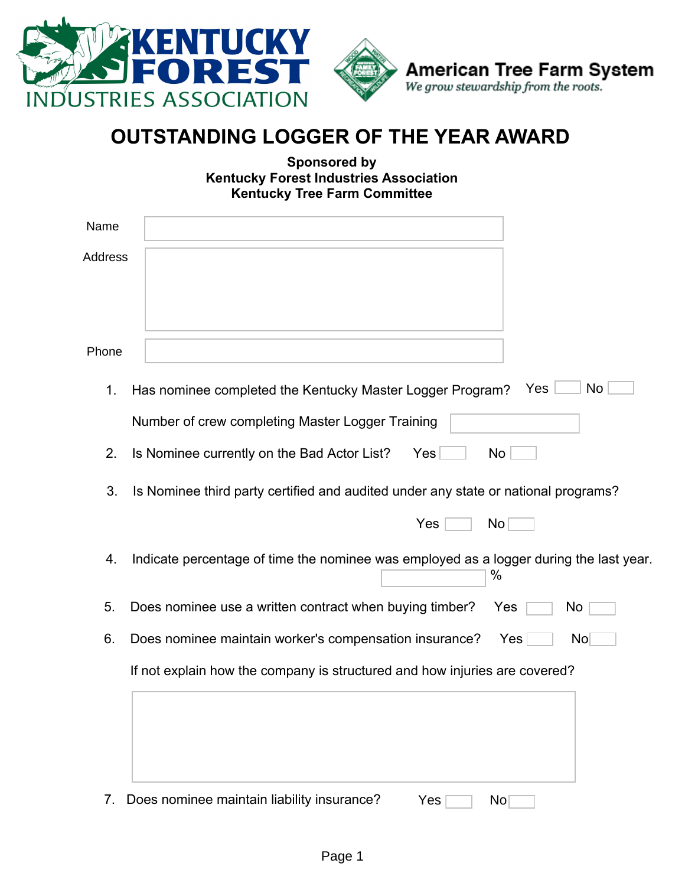KENTUCKY FOREST INDUSTRIES ASSOCIATION

American Tree Farm System
*We grow stewardship from the roots.*

# OUTSTANDING LOGGER OF THE YEAR AWARD

**Sponsored by**
**Kentucky Forest Industries Association**
**Kentucky Tree Farm Committee**

Name

Address

Phone

1. Has nominee completed the Kentucky Master Logger Program? Yes ☐ No ☐

   Number of crew completing Master Logger Training

2. Is Nominee currently on the Bad Actor List? Yes ☐ No ☐

3. Is Nominee third party certified and audited under any state or national programs?

   Yes ☐ No ☐

4. Indicate percentage of time the nominee was employed as a logger during the last year.

   ____ %

5. Does nominee use a written contract when buying timber? Yes ☐ No ☐

6. Does nominee maintain worker's compensation insurance? Yes ☐ No ☐

   If not explain how the company is structured and how injuries are covered?

7. Does nominee maintain liability insurance? Yes ☐ No ☐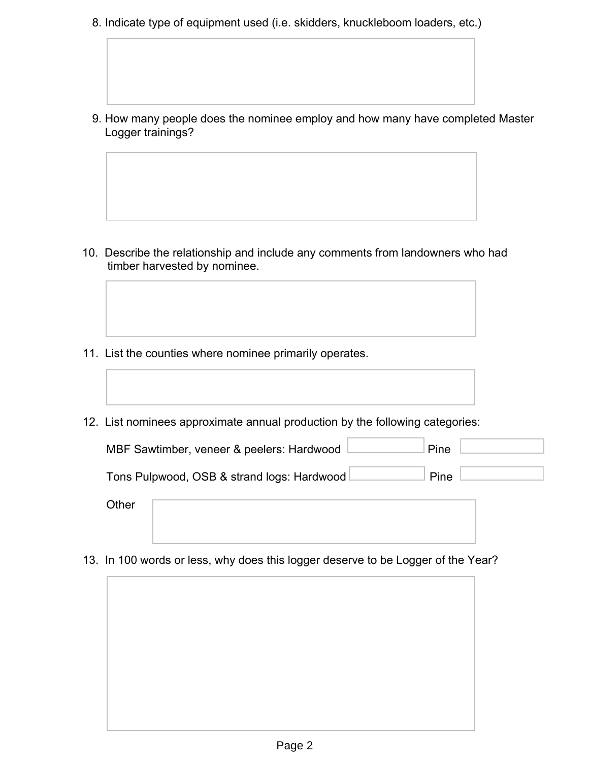8. Indicate type of equipment used (i.e. skidders, knuckleboom loaders, etc.)

9. How many people does the nominee employ and how many have completed Master Logger trainings?

10. Describe the relationship and include any comments from landowners who had timber harvested by nominee.

11. List the counties where nominee primarily operates.

12. List nominees approximate annual production by the following categories:

    MBF Sawtimber, veneer & peelers: Hardwood ______ Pine ______

    Tons Pulpwood, OSB & strand logs: Hardwood ______ Pine ______

    Other

13. In 100 words or less, why does this logger deserve to be Logger of the Year?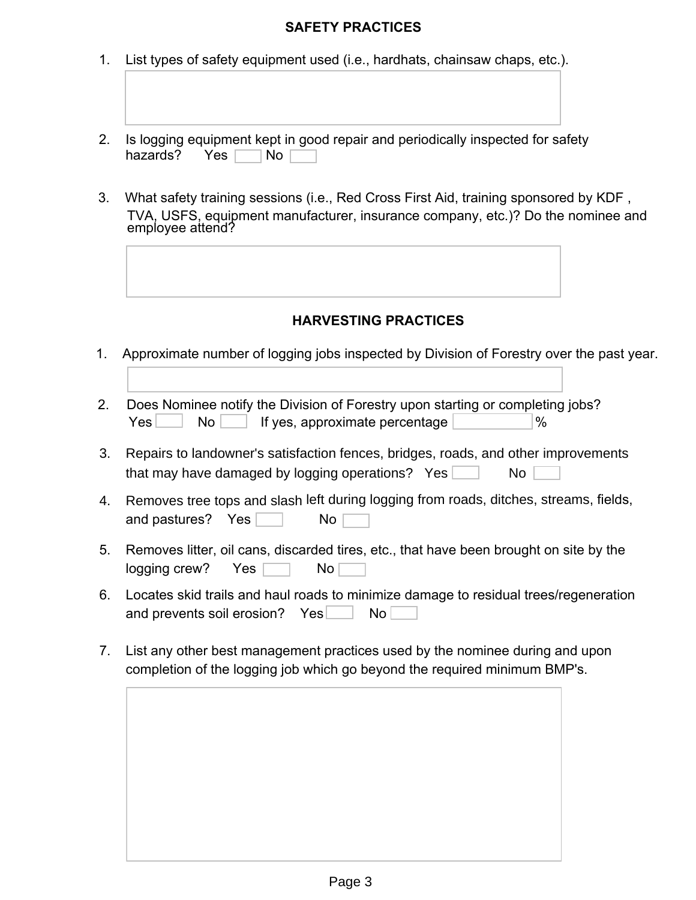## SAFETY PRACTICES

1. List types of safety equipment used (i.e., hardhats, chainsaw chaps, etc.).

2. Is logging equipment kept in good repair and periodically inspected for safety hazards? Yes ☐ No ☐

3. What safety training sessions (i.e., Red Cross First Aid, training sponsored by KDF , TVA, USFS, equipment manufacturer, insurance company, etc.)? Do the nominee and employee attend?

## HARVESTING PRACTICES

1. Approximate number of logging jobs inspected by Division of Forestry over the past year.

2. Does Nominee notify the Division of Forestry upon starting or completing jobs? Yes ☐ No ☐ If yes, approximate percentage ______ %

3. Repairs to landowner's satisfaction fences, bridges, roads, and other improvements that may have damaged by logging operations? Yes ☐ No ☐

4. Removes tree tops and slash left during logging from roads, ditches, streams, fields, and pastures? Yes ☐ No ☐

5. Removes litter, oil cans, discarded tires, etc., that have been brought on site by the logging crew? Yes ☐ No ☐

6. Locates skid trails and haul roads to minimize damage to residual trees/regeneration and prevents soil erosion? Yes ☐ No ☐

7. List any other best management practices used by the nominee during and upon completion of the logging job which go beyond the required minimum BMP's.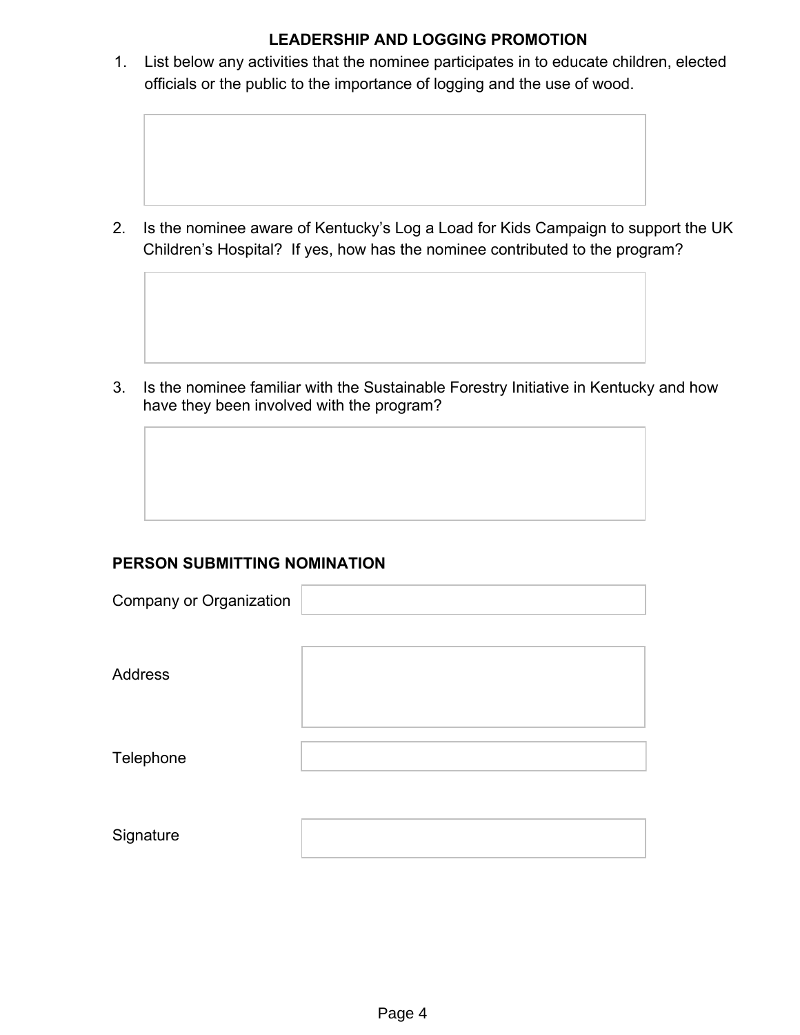## LEADERSHIP AND LOGGING PROMOTION

1. List below any activities that the nominee participates in to educate children, elected officials or the public to the importance of logging and the use of wood.

2. Is the nominee aware of Kentucky's Log a Load for Kids Campaign to support the UK Children's Hospital? If yes, how has the nominee contributed to the program?

3. Is the nominee familiar with the Sustainable Forestry Initiative in Kentucky and how have they been involved with the program?

## PERSON SUBMITTING NOMINATION

Company or Organization

Address

Telephone

Signature